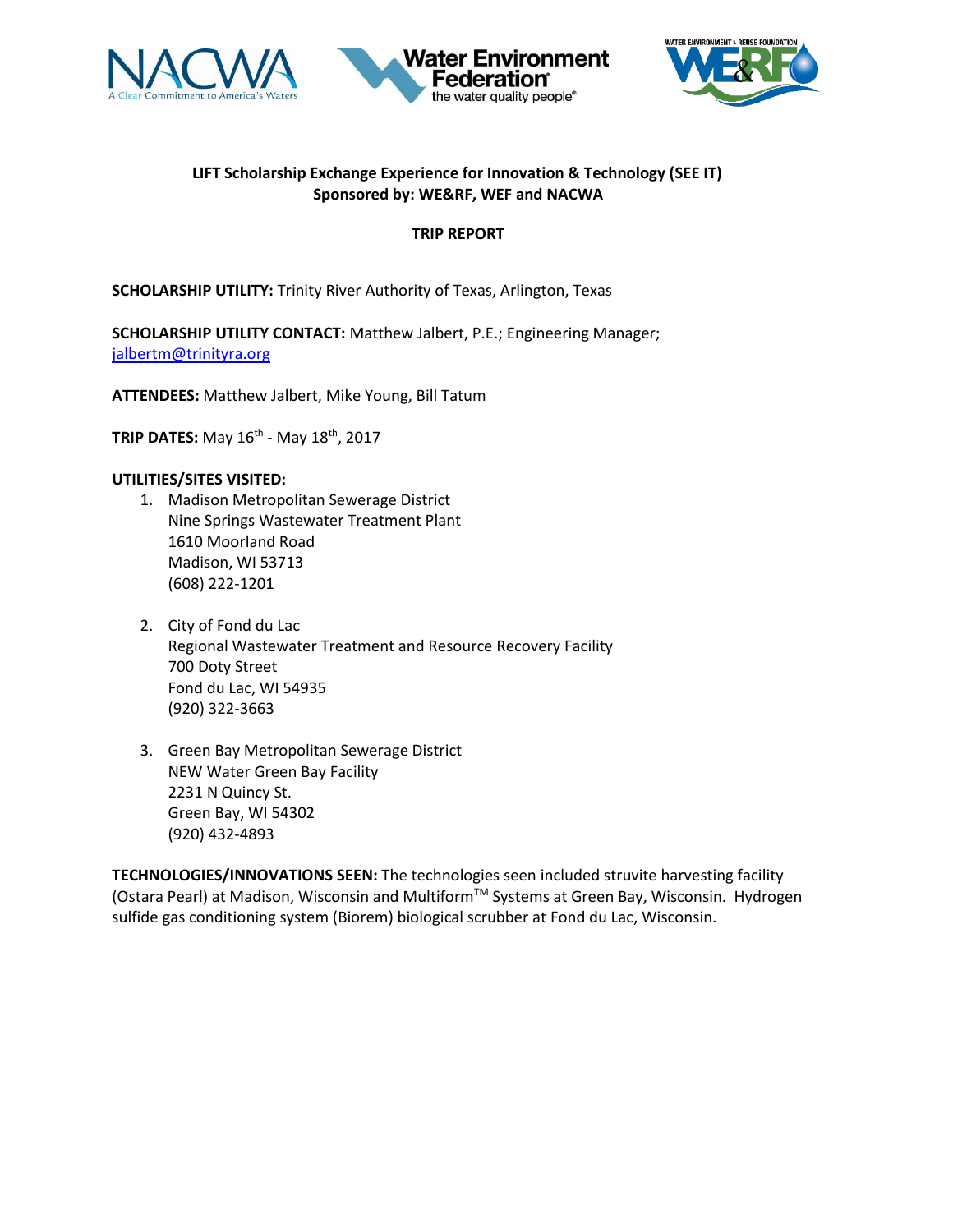**LIFT Scholarship Exchange Experience for Innovation & Technology (SEE IT)**
**Sponsored by: WE&RF, WEF and NACWA**

**TRIP REPORT**

**SCHOLARSHIP UTILITY:** Trinity River Authority of Texas, Arlington, Texas

**SCHOLARSHIP UTILITY CONTACT:** Matthew Jalbert, P.E.; Engineering Manager; jalbertm@trinityra.org

**ATTENDEES:** Matthew Jalbert, Mike Young, Bill Tatum

**TRIP DATES:** May 16th - May 18th, 2017

**UTILITIES/SITES VISITED:**

1. Madison Metropolitan Sewerage District
   Nine Springs Wastewater Treatment Plant
   1610 Moorland Road
   Madison, WI 53713
   (608) 222-1201

2. City of Fond du Lac
   Regional Wastewater Treatment and Resource Recovery Facility
   700 Doty Street
   Fond du Lac, WI 54935
   (920) 322-3663

3. Green Bay Metropolitan Sewerage District
   NEW Water Green Bay Facility
   2231 N Quincy St.
   Green Bay, WI 54302
   (920) 432-4893

**TECHNOLOGIES/INNOVATIONS SEEN:** The technologies seen included struvite harvesting facility (Ostara Pearl) at Madison, Wisconsin and Multiform™ Systems at Green Bay, Wisconsin. Hydrogen sulfide gas conditioning system (Biorem) biological scrubber at Fond du Lac, Wisconsin.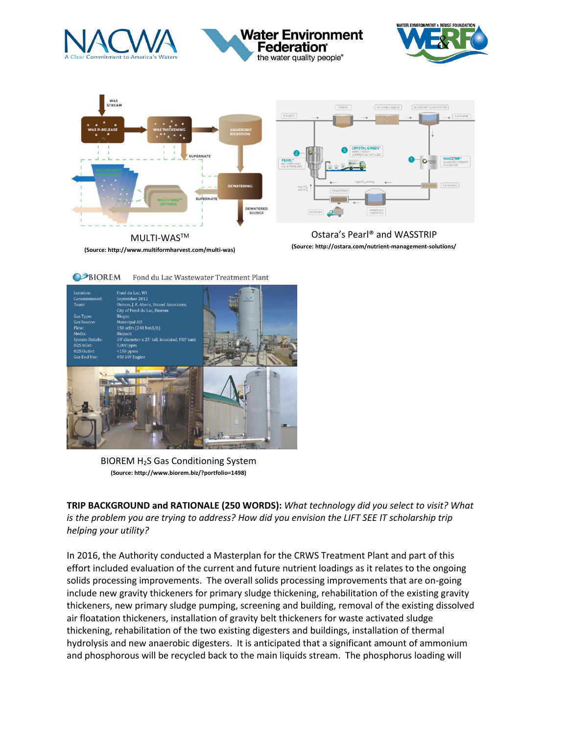MULTI-WAS™

**(Source: http://www.multiformharvest.com/multi-was)**

Ostara's Pearl® and WASSTRIP

**(Source: http://ostara.com/nutrient-management-solutions/)**

BIOREM Fond du Lac Wastewater Treatment Plant

| | |
|---|---|
| Location: | Fond du Lac, WI |
| Commissioned: | September 2012 |
| Team: | Unison, J. F. Ahern, Strand Associates, City of Fond du Lac, Biorem |
| Gas Type: | Biogas |
| Gas Source: | Municipal AD |
| Flow: | 150 scfm (240 Nm3/h) |
| Media: | Biopack |
| System Details: | 10' diameter x 25' tall, insulated, FRP tank |
| H2S Inlet: | 5,000 ppm |
| H2S Outlet: | <150 ppmv |
| Gas End Use: | 450 kW Engine |

BIOREM $H_2S$ Gas Conditioning System

**(Source: http://www.biorem.biz/?portfolio=1498)**

**TRIP BACKGROUND and RATIONALE (250 WORDS):** *What technology did you select to visit? What is the problem you are trying to address? How did you envision the LIFT SEE IT scholarship trip helping your utility?*

In 2016, the Authority conducted a Masterplan for the CRWS Treatment Plant and part of this effort included evaluation of the current and future nutrient loadings as it relates to the ongoing solids processing improvements. The overall solids processing improvements that are on-going include new gravity thickeners for primary sludge thickening, rehabilitation of the existing gravity thickeners, new primary sludge pumping, screening and building, removal of the existing dissolved air floatation thickeners, installation of gravity belt thickeners for waste activated sludge thickening, rehabilitation of the two existing digesters and buildings, installation of thermal hydrolysis and new anaerobic digesters. It is anticipated that a significant amount of ammonium and phosphorous will be recycled back to the main liquids stream. The phosphorus loading will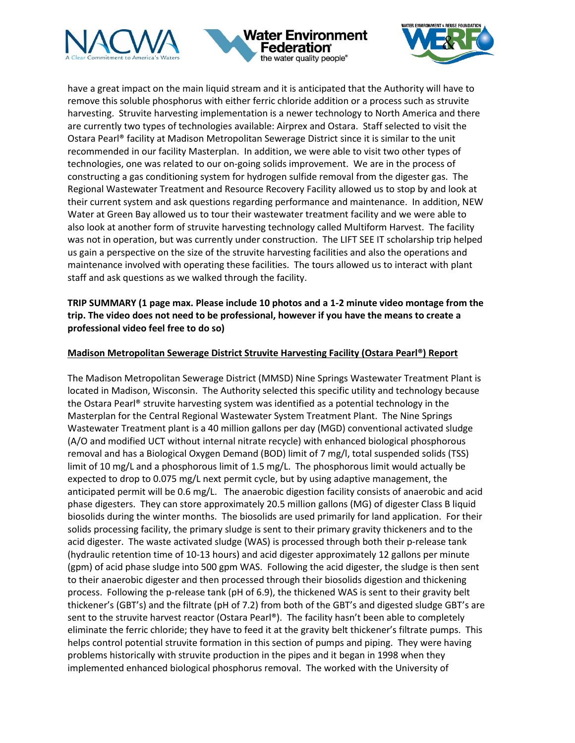have a great impact on the main liquid stream and it is anticipated that the Authority will have to remove this soluble phosphorus with either ferric chloride addition or a process such as struvite harvesting. Struvite harvesting implementation is a newer technology to North America and there are currently two types of technologies available: Airprex and Ostara. Staff selected to visit the Ostara Pearl® facility at Madison Metropolitan Sewerage District since it is similar to the unit recommended in our facility Masterplan. In addition, we were able to visit two other types of technologies, one was related to our on-going solids improvement. We are in the process of constructing a gas conditioning system for hydrogen sulfide removal from the digester gas. The Regional Wastewater Treatment and Resource Recovery Facility allowed us to stop by and look at their current system and ask questions regarding performance and maintenance. In addition, NEW Water at Green Bay allowed us to tour their wastewater treatment facility and we were able to also look at another form of struvite harvesting technology called Multiform Harvest. The facility was not in operation, but was currently under construction. The LIFT SEE IT scholarship trip helped us gain a perspective on the size of the struvite harvesting facilities and also the operations and maintenance involved with operating these facilities. The tours allowed us to interact with plant staff and ask questions as we walked through the facility.

**TRIP SUMMARY (1 page max. Please include 10 photos and a 1-2 minute video montage from the trip. The video does not need to be professional, however if you have the means to create a professional video feel free to do so)**

**Madison Metropolitan Sewerage District Struvite Harvesting Facility (Ostara Pearl®) Report**

The Madison Metropolitan Sewerage District (MMSD) Nine Springs Wastewater Treatment Plant is located in Madison, Wisconsin. The Authority selected this specific utility and technology because the Ostara Pearl® struvite harvesting system was identified as a potential technology in the Masterplan for the Central Regional Wastewater System Treatment Plant. The Nine Springs Wastewater Treatment plant is a 40 million gallons per day (MGD) conventional activated sludge (A/O and modified UCT without internal nitrate recycle) with enhanced biological phosphorous removal and has a Biological Oxygen Demand (BOD) limit of 7 mg/l, total suspended solids (TSS) limit of 10 mg/L and a phosphorous limit of 1.5 mg/L. The phosphorous limit would actually be expected to drop to 0.075 mg/L next permit cycle, but by using adaptive management, the anticipated permit will be 0.6 mg/L. The anaerobic digestion facility consists of anaerobic and acid phase digesters. They can store approximately 20.5 million gallons (MG) of digester Class B liquid biosolids during the winter months. The biosolids are used primarily for land application. For their solids processing facility, the primary sludge is sent to their primary gravity thickeners and to the acid digester. The waste activated sludge (WAS) is processed through both their p-release tank (hydraulic retention time of 10-13 hours) and acid digester approximately 12 gallons per minute (gpm) of acid phase sludge into 500 gpm WAS. Following the acid digester, the sludge is then sent to their anaerobic digester and then processed through their biosolids digestion and thickening process. Following the p-release tank (pH of 6.9), the thickened WAS is sent to their gravity belt thickener's (GBT's) and the filtrate (pH of 7.2) from both of the GBT's and digested sludge GBT's are sent to the struvite harvest reactor (Ostara Pearl®). The facility hasn't been able to completely eliminate the ferric chloride; they have to feed it at the gravity belt thickener's filtrate pumps. This helps control potential struvite formation in this section of pumps and piping. They were having problems historically with struvite production in the pipes and it began in 1998 when they implemented enhanced biological phosphorus removal. The worked with the University of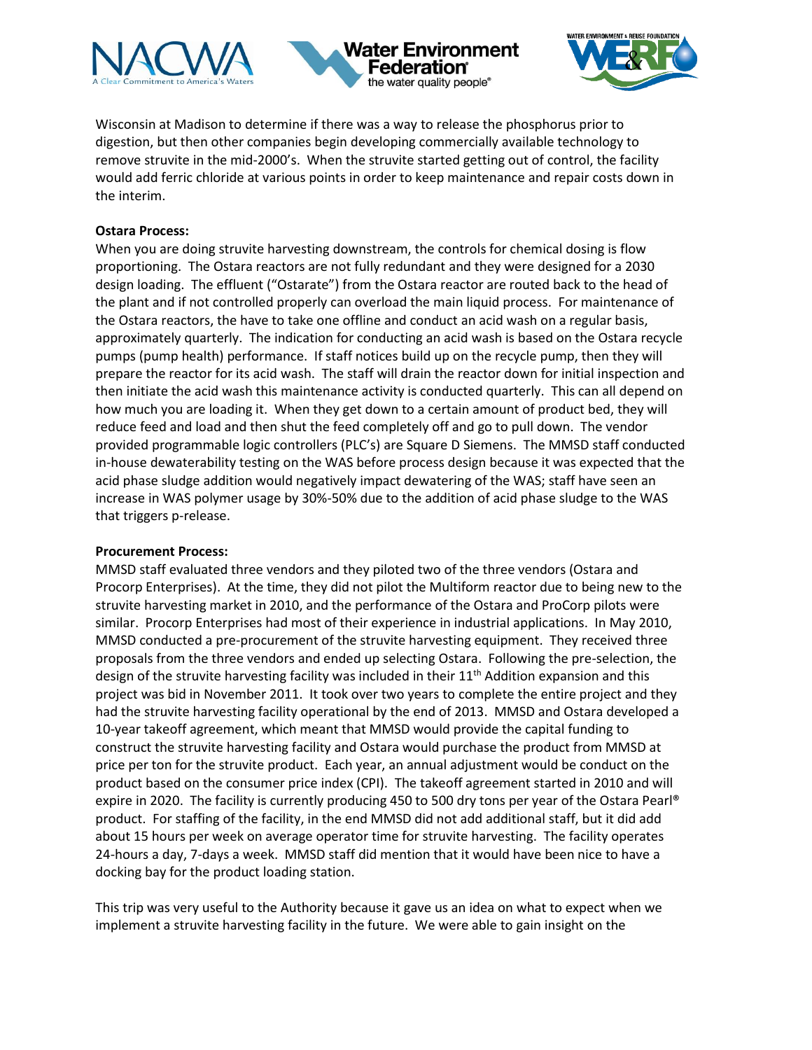Wisconsin at Madison to determine if there was a way to release the phosphorus prior to digestion, but then other companies begin developing commercially available technology to remove struvite in the mid-2000's. When the struvite started getting out of control, the facility would add ferric chloride at various points in order to keep maintenance and repair costs down in the interim.

**Ostara Process:**
When you are doing struvite harvesting downstream, the controls for chemical dosing is flow proportioning. The Ostara reactors are not fully redundant and they were designed for a 2030 design loading. The effluent ("Ostarate") from the Ostara reactor are routed back to the head of the plant and if not controlled properly can overload the main liquid process. For maintenance of the Ostara reactors, the have to take one offline and conduct an acid wash on a regular basis, approximately quarterly. The indication for conducting an acid wash is based on the Ostara recycle pumps (pump health) performance. If staff notices build up on the recycle pump, then they will prepare the reactor for its acid wash. The staff will drain the reactor down for initial inspection and then initiate the acid wash this maintenance activity is conducted quarterly. This can all depend on how much you are loading it. When they get down to a certain amount of product bed, they will reduce feed and load and then shut the feed completely off and go to pull down. The vendor provided programmable logic controllers (PLC's) are Square D Siemens. The MMSD staff conducted in-house dewaterability testing on the WAS before process design because it was expected that the acid phase sludge addition would negatively impact dewatering of the WAS; staff have seen an increase in WAS polymer usage by 30%-50% due to the addition of acid phase sludge to the WAS that triggers p-release.

**Procurement Process:**
MMSD staff evaluated three vendors and they piloted two of the three vendors (Ostara and Procorp Enterprises). At the time, they did not pilot the Multiform reactor due to being new to the struvite harvesting market in 2010, and the performance of the Ostara and ProCorp pilots were similar. Procorp Enterprises had most of their experience in industrial applications. In May 2010, MMSD conducted a pre-procurement of the struvite harvesting equipment. They received three proposals from the three vendors and ended up selecting Ostara. Following the pre-selection, the design of the struvite harvesting facility was included in their 11th Addition expansion and this project was bid in November 2011. It took over two years to complete the entire project and they had the struvite harvesting facility operational by the end of 2013. MMSD and Ostara developed a 10-year takeoff agreement, which meant that MMSD would provide the capital funding to construct the struvite harvesting facility and Ostara would purchase the product from MMSD at price per ton for the struvite product. Each year, an annual adjustment would be conduct on the product based on the consumer price index (CPI). The takeoff agreement started in 2010 and will expire in 2020. The facility is currently producing 450 to 500 dry tons per year of the Ostara Pearl® product. For staffing of the facility, in the end MMSD did not add additional staff, but it did add about 15 hours per week on average operator time for struvite harvesting. The facility operates 24-hours a day, 7-days a week. MMSD staff did mention that it would have been nice to have a docking bay for the product loading station.

This trip was very useful to the Authority because it gave us an idea on what to expect when we implement a struvite harvesting facility in the future. We were able to gain insight on the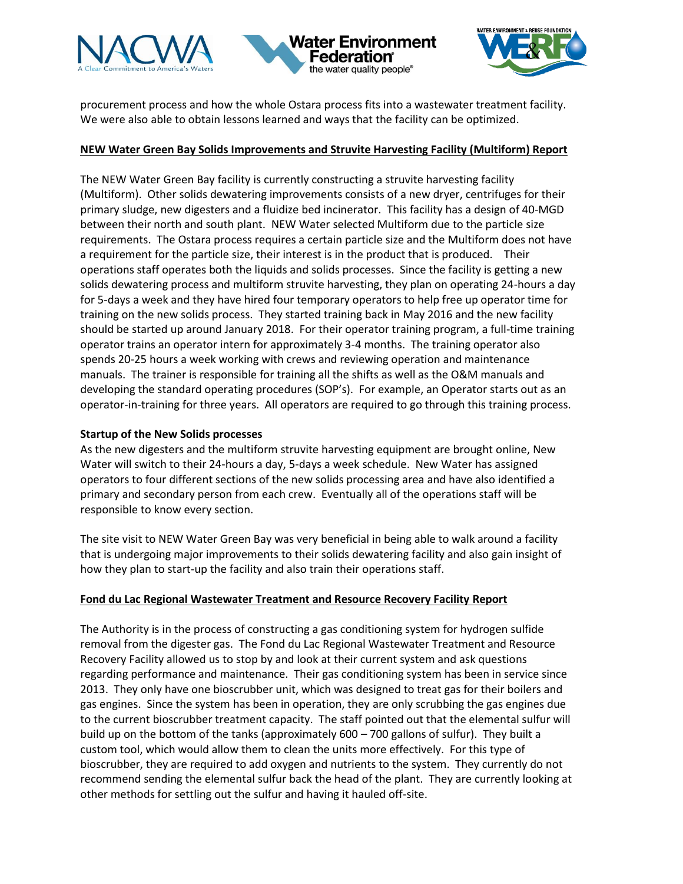procurement process and how the whole Ostara process fits into a wastewater treatment facility. We were also able to obtain lessons learned and ways that the facility can be optimized.

**NEW Water Green Bay Solids Improvements and Struvite Harvesting Facility (Multiform) Report**

The NEW Water Green Bay facility is currently constructing a struvite harvesting facility (Multiform). Other solids dewatering improvements consists of a new dryer, centrifuges for their primary sludge, new digesters and a fluidize bed incinerator. This facility has a design of 40-MGD between their north and south plant. NEW Water selected Multiform due to the particle size requirements. The Ostara process requires a certain particle size and the Multiform does not have a requirement for the particle size, their interest is in the product that is produced. Their operations staff operates both the liquids and solids processes. Since the facility is getting a new solids dewatering process and multiform struvite harvesting, they plan on operating 24-hours a day for 5-days a week and they have hired four temporary operators to help free up operator time for training on the new solids process. They started training back in May 2016 and the new facility should be started up around January 2018. For their operator training program, a full-time training operator trains an operator intern for approximately 3-4 months. The training operator also spends 20-25 hours a week working with crews and reviewing operation and maintenance manuals. The trainer is responsible for training all the shifts as well as the O&M manuals and developing the standard operating procedures (SOP's). For example, an Operator starts out as an operator-in-training for three years. All operators are required to go through this training process.

**Startup of the New Solids processes**

As the new digesters and the multiform struvite harvesting equipment are brought online, New Water will switch to their 24-hours a day, 5-days a week schedule. New Water has assigned operators to four different sections of the new solids processing area and have also identified a primary and secondary person from each crew. Eventually all of the operations staff will be responsible to know every section.

The site visit to NEW Water Green Bay was very beneficial in being able to walk around a facility that is undergoing major improvements to their solids dewatering facility and also gain insight of how they plan to start-up the facility and also train their operations staff.

**Fond du Lac Regional Wastewater Treatment and Resource Recovery Facility Report**

The Authority is in the process of constructing a gas conditioning system for hydrogen sulfide removal from the digester gas. The Fond du Lac Regional Wastewater Treatment and Resource Recovery Facility allowed us to stop by and look at their current system and ask questions regarding performance and maintenance. Their gas conditioning system has been in service since 2013. They only have one bioscrubber unit, which was designed to treat gas for their boilers and gas engines. Since the system has been in operation, they are only scrubbing the gas engines due to the current bioscrubber treatment capacity. The staff pointed out that the elemental sulfur will build up on the bottom of the tanks (approximately 600 – 700 gallons of sulfur). They built a custom tool, which would allow them to clean the units more effectively. For this type of bioscrubber, they are required to add oxygen and nutrients to the system. They currently do not recommend sending the elemental sulfur back the head of the plant. They are currently looking at other methods for settling out the sulfur and having it hauled off-site.